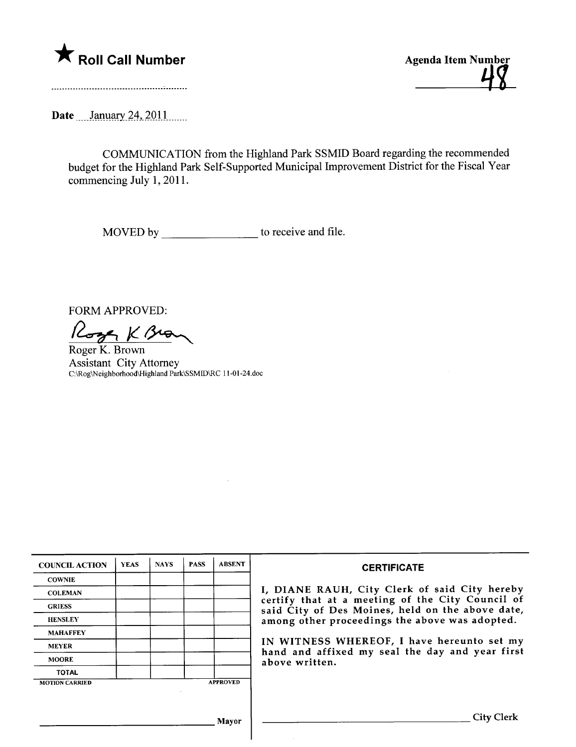★ **Roll Call Number**

..........................................................

**Agenda Item Number**

48

Date ....January 24, 2011.......

COMMUNICATION from the Highland Park SSMID Board regarding the recommended budget for the Highland Park Self-Supported Municipal Improvement District for the Fiscal Year commencing July 1, 2011.

MOVED by ________________ to receive and file.

FORM APPROVED:

Roger K. Brown
Assistant City Attorney
C:\Rog\Neighborhood\Highland Park\SSMID\RC 11-01-24.doc

| COUNCIL ACTION | YEAS | NAYS | PASS | ABSENT |
|---|---|---|---|---|
| COWNIE | | | | |
| COLEMAN | | | | |
| GRIESS | | | | |
| HENSLEY | | | | |
| MAHAFFEY | | | | |
| MEYER | | | | |
| MOORE | | | | |
| TOTAL | | | | |
| MOTION CARRIED | | | | APPROVED |

________________________________ Mayor

**CERTIFICATE**

I, DIANE RAUH, City Clerk of said City hereby certify that at a meeting of the City Council of said City of Des Moines, held on the above date, among other proceedings the above was adopted.

IN WITNESS WHEREOF, I have hereunto set my hand and affixed my seal the day and year first above written.

________________________________ City Clerk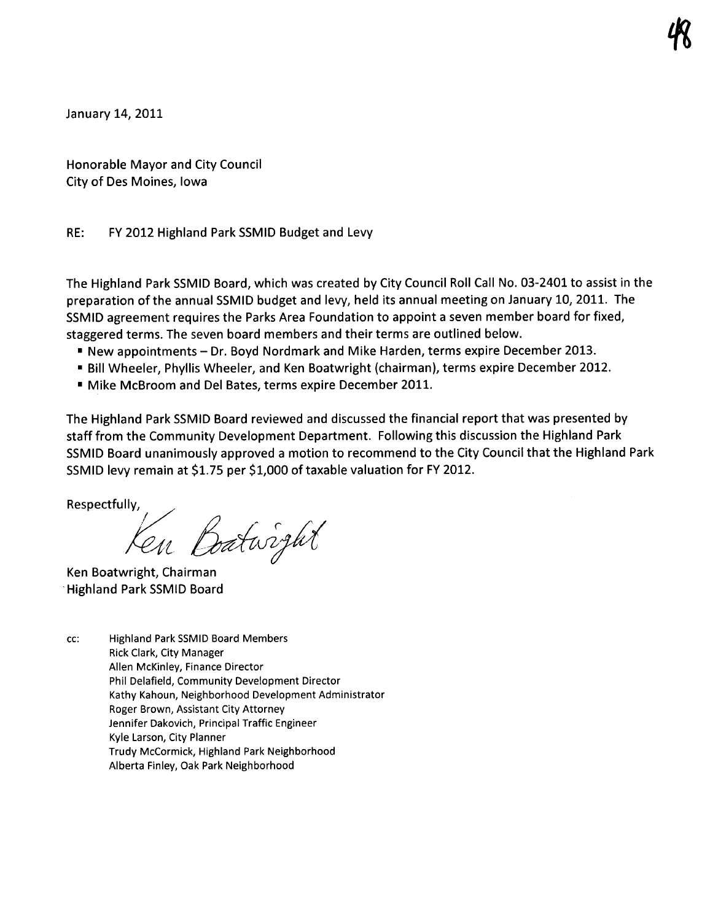January 14, 2011

Honorable Mayor and City Council
City of Des Moines, Iowa

RE: FY 2012 Highland Park SSMID Budget and Levy

The Highland Park SSMID Board, which was created by City Council Roll Call No. 03-2401 to assist in the preparation of the annual SSMID budget and levy, held its annual meeting on January 10, 2011. The SSMID agreement requires the Parks Area Foundation to appoint a seven member board for fixed, staggered terms. The seven board members and their terms are outlined below.

- New appointments – Dr. Boyd Nordmark and Mike Harden, terms expire December 2013.
- Bill Wheeler, Phyllis Wheeler, and Ken Boatwright (chairman), terms expire December 2012.
- Mike McBroom and Del Bates, terms expire December 2011.

The Highland Park SSMID Board reviewed and discussed the financial report that was presented by staff from the Community Development Department. Following this discussion the Highland Park SSMID Board unanimously approved a motion to recommend to the City Council that the Highland Park SSMID levy remain at $1.75 per $1,000 of taxable valuation for FY 2012.

Respectfully,

Ken Boatwright

Ken Boatwright, Chairman
Highland Park SSMID Board

cc: Highland Park SSMID Board Members
Rick Clark, City Manager
Allen McKinley, Finance Director
Phil Delafield, Community Development Director
Kathy Kahoun, Neighborhood Development Administrator
Roger Brown, Assistant City Attorney
Jennifer Dakovich, Principal Traffic Engineer
Kyle Larson, City Planner
Trudy McCormick, Highland Park Neighborhood
Alberta Finley, Oak Park Neighborhood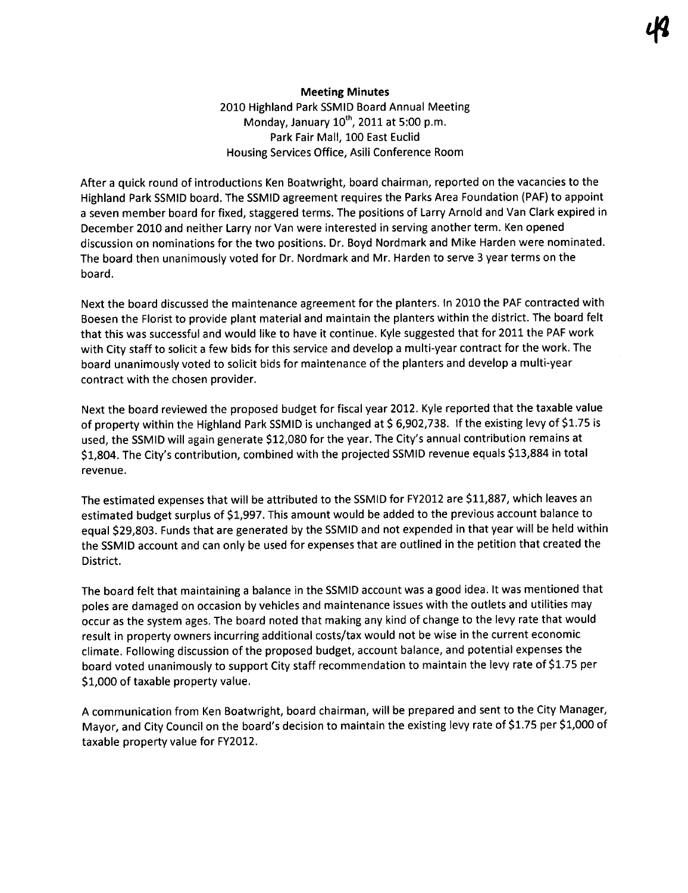**Meeting Minutes**

2010 Highland Park SSMID Board Annual Meeting
Monday, January 10th, 2011 at 5:00 p.m.
Park Fair Mall, 100 East Euclid
Housing Services Office, Asili Conference Room

After a quick round of introductions Ken Boatwright, board chairman, reported on the vacancies to the Highland Park SSMID board. The SSMID agreement requires the Parks Area Foundation (PAF) to appoint a seven member board for fixed, staggered terms. The positions of Larry Arnold and Van Clark expired in December 2010 and neither Larry nor Van were interested in serving another term. Ken opened discussion on nominations for the two positions. Dr. Boyd Nordmark and Mike Harden were nominated. The board then unanimously voted for Dr. Nordmark and Mr. Harden to serve 3 year terms on the board.

Next the board discussed the maintenance agreement for the planters. In 2010 the PAF contracted with Boesen the Florist to provide plant material and maintain the planters within the district. The board felt that this was successful and would like to have it continue. Kyle suggested that for 2011 the PAF work with City staff to solicit a few bids for this service and develop a multi-year contract for the work. The board unanimously voted to solicit bids for maintenance of the planters and develop a multi-year contract with the chosen provider.

Next the board reviewed the proposed budget for fiscal year 2012. Kyle reported that the taxable value of property within the Highland Park SSMID is unchanged at $ 6,902,738. If the existing levy of $1.75 is used, the SSMID will again generate $12,080 for the year. The City's annual contribution remains at $1,804. The City's contribution, combined with the projected SSMID revenue equals $13,884 in total revenue.

The estimated expenses that will be attributed to the SSMID for FY2012 are $11,887, which leaves an estimated budget surplus of $1,997. This amount would be added to the previous account balance to equal $29,803. Funds that are generated by the SSMID and not expended in that year will be held within the SSMID account and can only be used for expenses that are outlined in the petition that created the District.

The board felt that maintaining a balance in the SSMID account was a good idea. It was mentioned that poles are damaged on occasion by vehicles and maintenance issues with the outlets and utilities may occur as the system ages. The board noted that making any kind of change to the levy rate that would result in property owners incurring additional costs/tax would not be wise in the current economic climate. Following discussion of the proposed budget, account balance, and potential expenses the board voted unanimously to support City staff recommendation to maintain the levy rate of $1.75 per $1,000 of taxable property value.

A communication from Ken Boatwright, board chairman, will be prepared and sent to the City Manager, Mayor, and City Council on the board's decision to maintain the existing levy rate of $1.75 per $1,000 of taxable property value for FY2012.